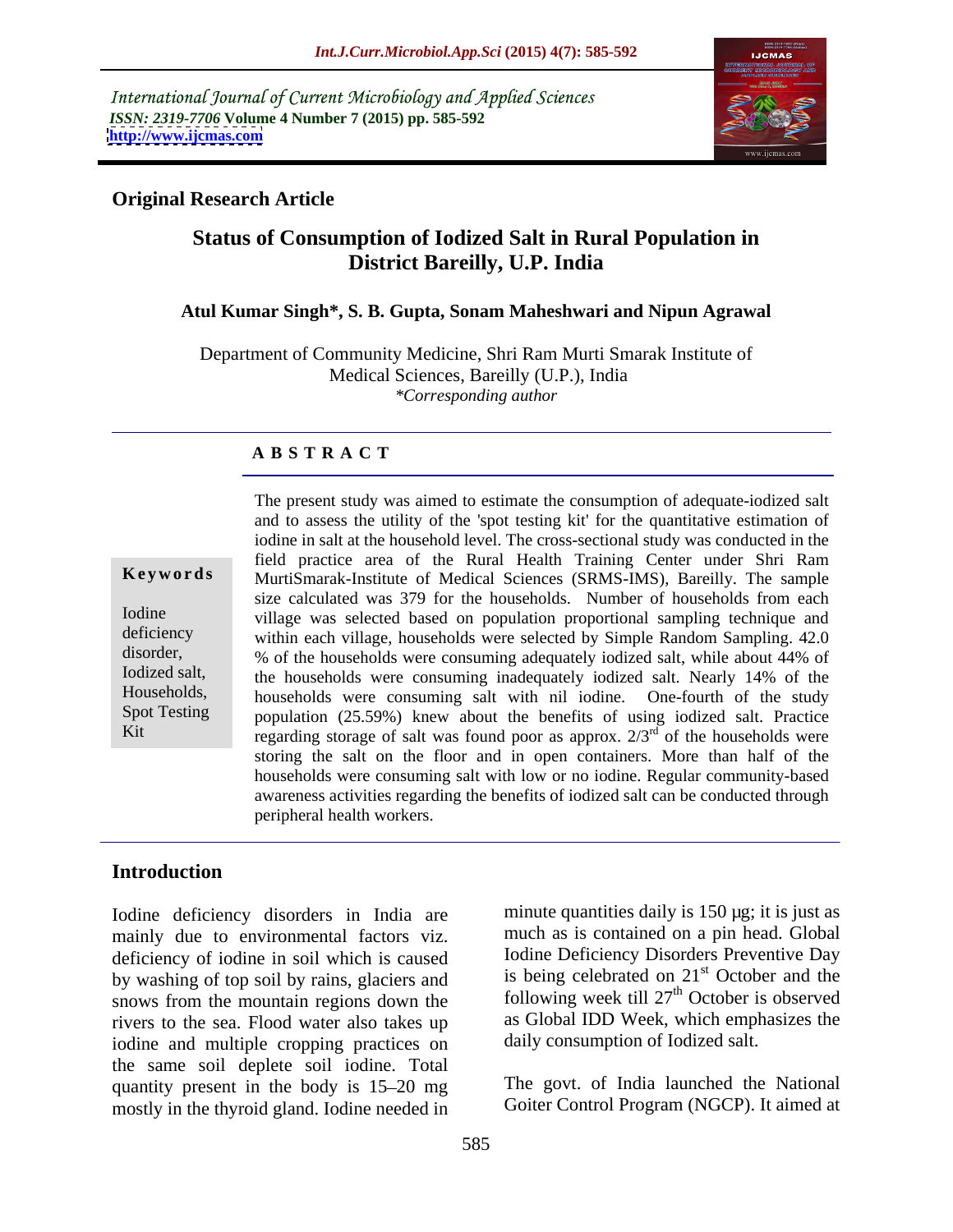International Journal of Current Microbiology and Applied Sciences
*ISSN: 2319-7706* **Volume 4 Number 7 (2015) pp. 585-592**
**http://www.ijcmas.com**

**Original Research Article**

# Status of Consumption of Iodized Salt in Rural Population in District Bareilly, U.P. India

**Atul Kumar Singh*, S. B. Gupta, Sonam Maheshwari and Nipun Agrawal**

Department of Community Medicine, Shri Ram Murti Smarak Institute of Medical Sciences, Bareilly (U.P.), India
*\*Corresponding author*

## A B S T R A C T

**Keywords**

Iodine deficiency disorder, Iodized salt, Households, Spot Testing Kit

The present study was aimed to estimate the consumption of adequate-iodized salt and to assess the utility of the 'spot testing kit' for the quantitative estimation of iodine in salt at the household level. The cross-sectional study was conducted in the field practice area of the Rural Health Training Center under Shri Ram MurtiSmarak-Institute of Medical Sciences (SRMS-IMS), Bareilly. The sample size calculated was 379 for the households. Number of households from each village was selected based on population proportional sampling technique and within each village, households were selected by Simple Random Sampling. 42.0 % of the households were consuming adequately iodized salt, while about 44% of the households were consuming inadequately iodized salt. Nearly 14% of the households were consuming salt with nil iodine. One-fourth of the study population (25.59%) knew about the benefits of using iodized salt. Practice regarding storage of salt was found poor as approx. 2/3rd of the households were storing the salt on the floor and in open containers. More than half of the households were consuming salt with low or no iodine. Regular community-based awareness activities regarding the benefits of iodized salt can be conducted through peripheral health workers.

## Introduction

Iodine deficiency disorders in India are mainly due to environmental factors viz. deficiency of iodine in soil which is caused by washing of top soil by rains, glaciers and snows from the mountain regions down the rivers to the sea. Flood water also takes up iodine and multiple cropping practices on the same soil deplete soil iodine. Total quantity present in the body is 15–20 mg mostly in the thyroid gland. Iodine needed in minute quantities daily is 150 µg; it is just as much as is contained on a pin head. Global Iodine Deficiency Disorders Preventive Day is being celebrated on 21st October and the following week till 27th October is observed as Global IDD Week, which emphasizes the daily consumption of Iodized salt.

The govt. of India launched the National Goiter Control Program (NGCP). It aimed at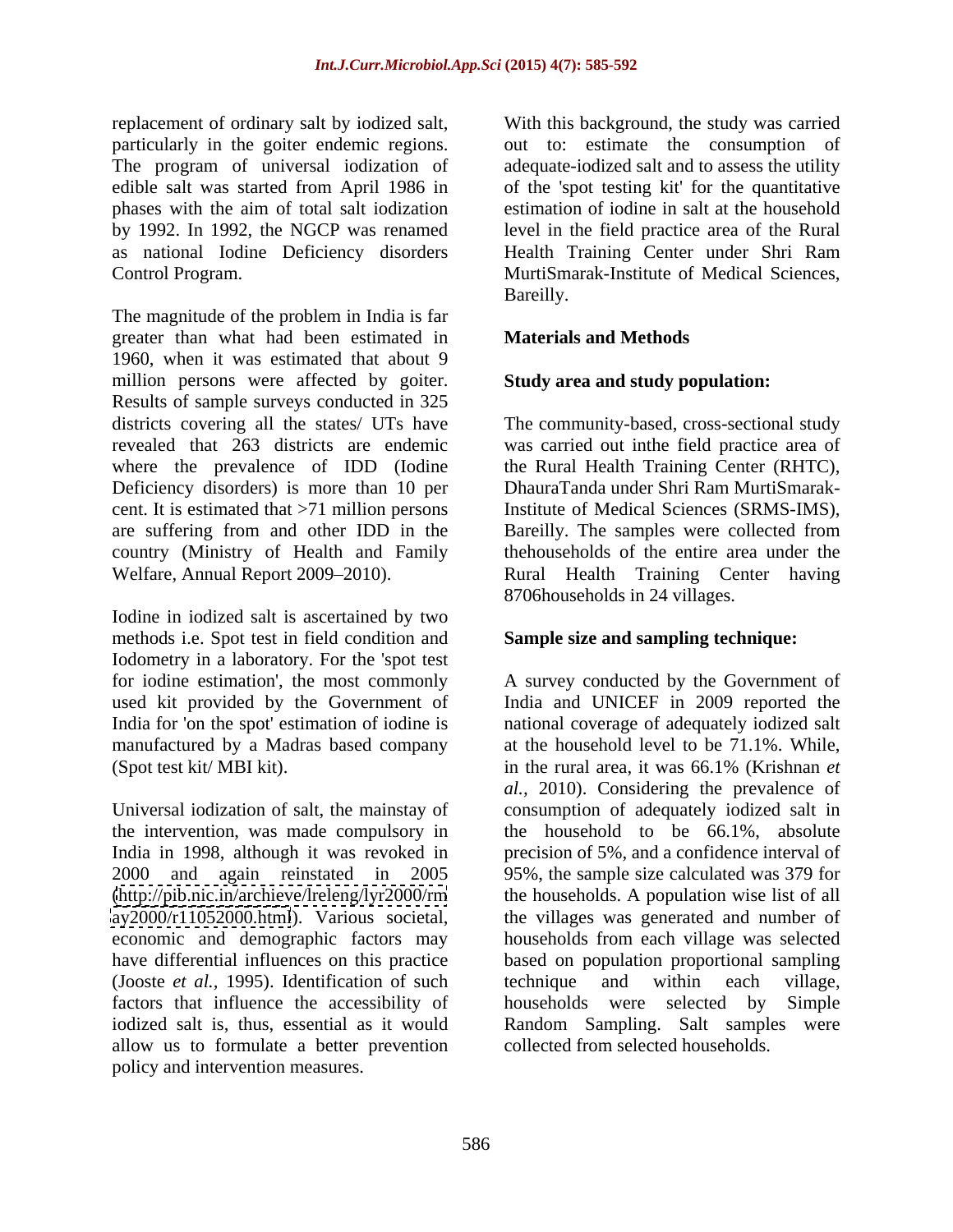replacement of ordinary salt by iodized salt, particularly in the goiter endemic regions. The program of universal iodization of edible salt was started from April 1986 in phases with the aim of total salt iodization by 1992. In 1992, the NGCP was renamed as national Iodine Deficiency disorders Control Program.

The magnitude of the problem in India is far greater than what had been estimated in 1960, when it was estimated that about 9 million persons were affected by goiter. Results of sample surveys conducted in 325 districts covering all the states/ UTs have revealed that 263 districts are endemic where the prevalence of IDD (Iodine Deficiency disorders) is more than 10 per cent. It is estimated that >71 million persons are suffering from and other IDD in the country (Ministry of Health and Family Welfare, Annual Report 2009–2010).

Iodine in iodized salt is ascertained by two methods i.e. Spot test in field condition and Iodometry in a laboratory. For the 'spot test for iodine estimation', the most commonly used kit provided by the Government of India for 'on the spot' estimation of iodine is manufactured by a Madras based company (Spot test kit/ MBI kit).

Universal iodization of salt, the mainstay of the intervention, was made compulsory in India in 1998, although it was revoked in 2000 and again reinstated in 2005 (http://pib.nic.in/archieve/lreleng/lyr2000/rmay2000/r11052000.html). Various societal, economic and demographic factors may have differential influences on this practice (Jooste *et al.,* 1995). Identification of such factors that influence the accessibility of iodized salt is, thus, essential as it would allow us to formulate a better prevention policy and intervention measures.

With this background, the study was carried out to: estimate the consumption of adequate-iodized salt and to assess the utility of the 'spot testing kit' for the quantitative estimation of iodine in salt at the household level in the field practice area of the Rural Health Training Center under Shri Ram MurtiSmarak-Institute of Medical Sciences, Bareilly.

## Materials and Methods

### Study area and study population:

The community-based, cross-sectional study was carried out inthe field practice area of the Rural Health Training Center (RHTC), DhauraTanda under Shri Ram MurtiSmarak-Institute of Medical Sciences (SRMS-IMS), Bareilly. The samples were collected from thehouseholds of the entire area under the Rural Health Training Center having 8706households in 24 villages.

### Sample size and sampling technique:

A survey conducted by the Government of India and UNICEF in 2009 reported the national coverage of adequately iodized salt at the household level to be 71.1%. While, in the rural area, it was 66.1% (Krishnan *et al.,* 2010). Considering the prevalence of consumption of adequately iodized salt in the household to be 66.1%, absolute precision of 5%, and a confidence interval of 95%, the sample size calculated was 379 for the households. A population wise list of all the villages was generated and number of households from each village was selected based on population proportional sampling technique and within each village, households were selected by Simple Random Sampling. Salt samples were collected from selected households.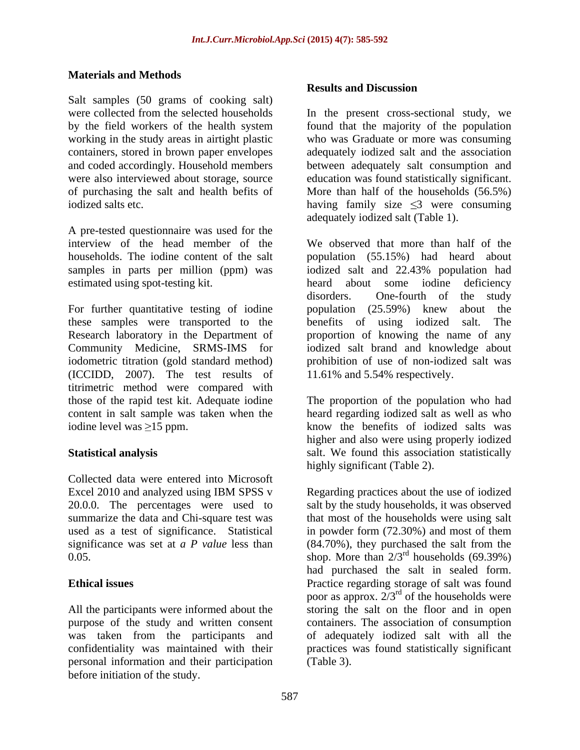## Materials and Methods

Salt samples (50 grams of cooking salt) were collected from the selected households by the field workers of the health system working in the study areas in airtight plastic containers, stored in brown paper envelopes and coded accordingly. Household members were also interviewed about storage, source of purchasing the salt and health befits of iodized salts etc.

A pre-tested questionnaire was used for the interview of the head member of the households. The iodine content of the salt samples in parts per million (ppm) was estimated using spot-testing kit.

For further quantitative testing of iodine these samples were transported to the Research laboratory in the Department of Community Medicine, SRMS-IMS for iodometric titration (gold standard method) (ICCIDD, 2007). The test results of titrimetric method were compared with those of the rapid test kit. Adequate iodine content in salt sample was taken when the iodine level was ≥15 ppm.

## Statistical analysis

Collected data were entered into Microsoft Excel 2010 and analyzed using IBM SPSS v 20.0.0. The percentages were used to summarize the data and Chi-square test was used as a test of significance. Statistical significance was set at *a P value* less than 0.05.

## Ethical issues

All the participants were informed about the purpose of the study and written consent was taken from the participants and confidentiality was maintained with their personal information and their participation before initiation of the study.

## Results and Discussion

In the present cross-sectional study, we found that the majority of the population who was Graduate or more was consuming adequately iodized salt and the association between adequately salt consumption and education was found statistically significant. More than half of the households (56.5%) having family size ≤3 were consuming adequately iodized salt (Table 1).

We observed that more than half of the population (55.15%) had heard about iodized salt and 22.43% population had heard about some iodine deficiency disorders. One-fourth of the study population (25.59%) knew about the benefits of using iodized salt. The proportion of knowing the name of any iodized salt brand and knowledge about prohibition of use of non-iodized salt was 11.61% and 5.54% respectively.

The proportion of the population who had heard regarding iodized salt as well as who know the benefits of iodized salts was higher and also were using properly iodized salt. We found this association statistically highly significant (Table 2).

Regarding practices about the use of iodized salt by the study households, it was observed that most of the households were using salt in powder form (72.30%) and most of them (84.70%), they purchased the salt from the shop. More than 2/3rd households (69.39%) had purchased the salt in sealed form. Practice regarding storage of salt was found poor as approx. 2/3rd of the households were storing the salt on the floor and in open containers. The association of consumption of adequately iodized salt with all the practices was found statistically significant (Table 3).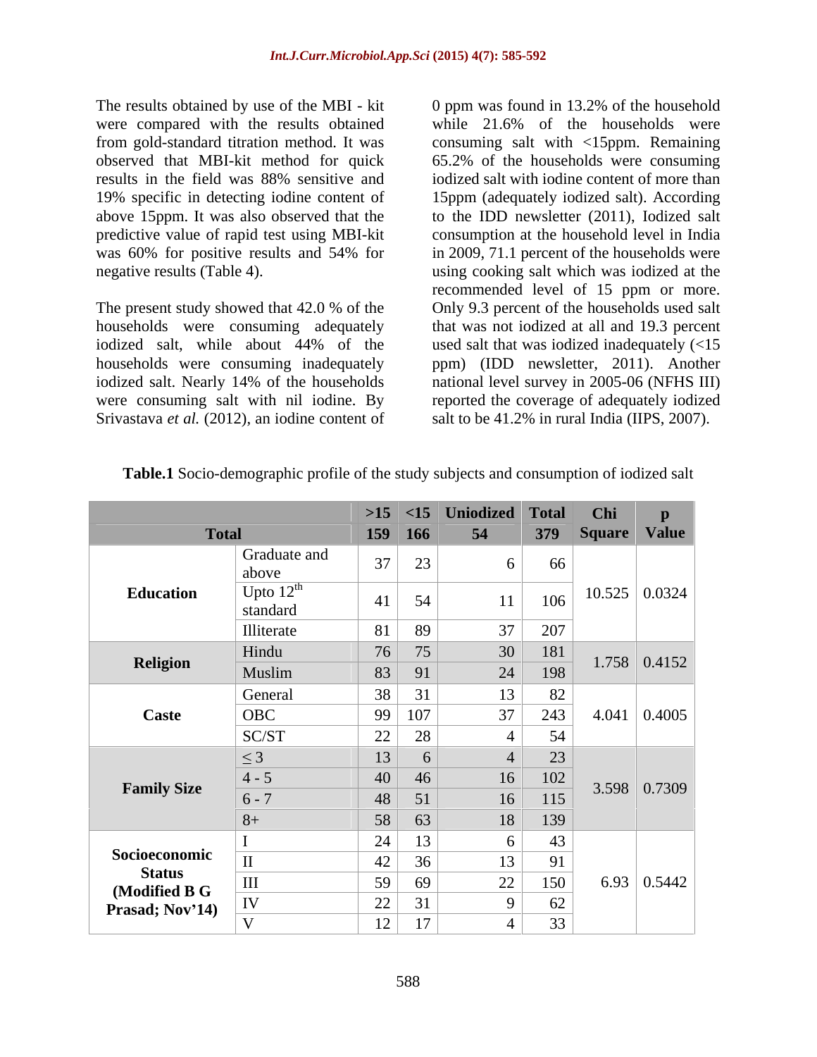The results obtained by use of the MBI - kit were compared with the results obtained from gold-standard titration method. It was observed that MBI-kit method for quick results in the field was 88% sensitive and 19% specific in detecting iodine content of above 15ppm. It was also observed that the predictive value of rapid test using MBI-kit was 60% for positive results and 54% for negative results (Table 4).

The present study showed that 42.0 % of the households were consuming adequately iodized salt, while about 44% of the households were consuming inadequately iodized salt. Nearly 14% of the households were consuming salt with nil iodine. By Srivastava *et al.* (2012), an iodine content of 0 ppm was found in 13.2% of the household while 21.6% of the households were consuming salt with <15ppm. Remaining 65.2% of the households were consuming iodized salt with iodine content of more than 15ppm (adequately iodized salt). According to the IDD newsletter (2011), Iodized salt consumption at the household level in India in 2009, 71.1 percent of the households were using cooking salt which was iodized at the recommended level of 15 ppm or more. Only 9.3 percent of the households used salt that was not iodized at all and 19.3 percent used salt that was iodized inadequately (<15 ppm) (IDD newsletter, 2011). Another national level survey in 2005-06 (NFHS III) reported the coverage of adequately iodized salt to be 41.2% in rural India (IIPS, 2007).

**Table.1** Socio-demographic profile of the study subjects and consumption of iodized salt

| | | >15 | <15 | Uniodized | Total | Chi Square | p Value |
|---|---|---|---|---|---|---|---|
| **Total** | | 159 | 166 | 54 | 379 | | |
| **Education** | Graduate and above | 37 | 23 | 6 | 66 | 10.525 | 0.0324 |
| | Upto 12th standard | 41 | 54 | 11 | 106 | | |
| | Illiterate | 81 | 89 | 37 | 207 | | |
| **Religion** | Hindu | 76 | 75 | 30 | 181 | 1.758 | 0.4152 |
| | Muslim | 83 | 91 | 24 | 198 | | |
| **Caste** | General | 38 | 31 | 13 | 82 | 4.041 | 0.4005 |
| | OBC | 99 | 107 | 37 | 243 | | |
| | SC/ST | 22 | 28 | 4 | 54 | | |
| **Family Size** | ≤ 3 | 13 | 6 | 4 | 23 | 3.598 | 0.7309 |
| | 4 - 5 | 40 | 46 | 16 | 102 | | |
| | 6 - 7 | 48 | 51 | 16 | 115 | | |
| | 8+ | 58 | 63 | 18 | 139 | | |
| **Socioeconomic Status (Modified B G Prasad; Nov'14)** | I | 24 | 13 | 6 | 43 | 6.93 | 0.5442 |
| | II | 42 | 36 | 13 | 91 | | |
| | III | 59 | 69 | 22 | 150 | | |
| | IV | 22 | 31 | 9 | 62 | | |
| | V | 12 | 17 | 4 | 33 | | |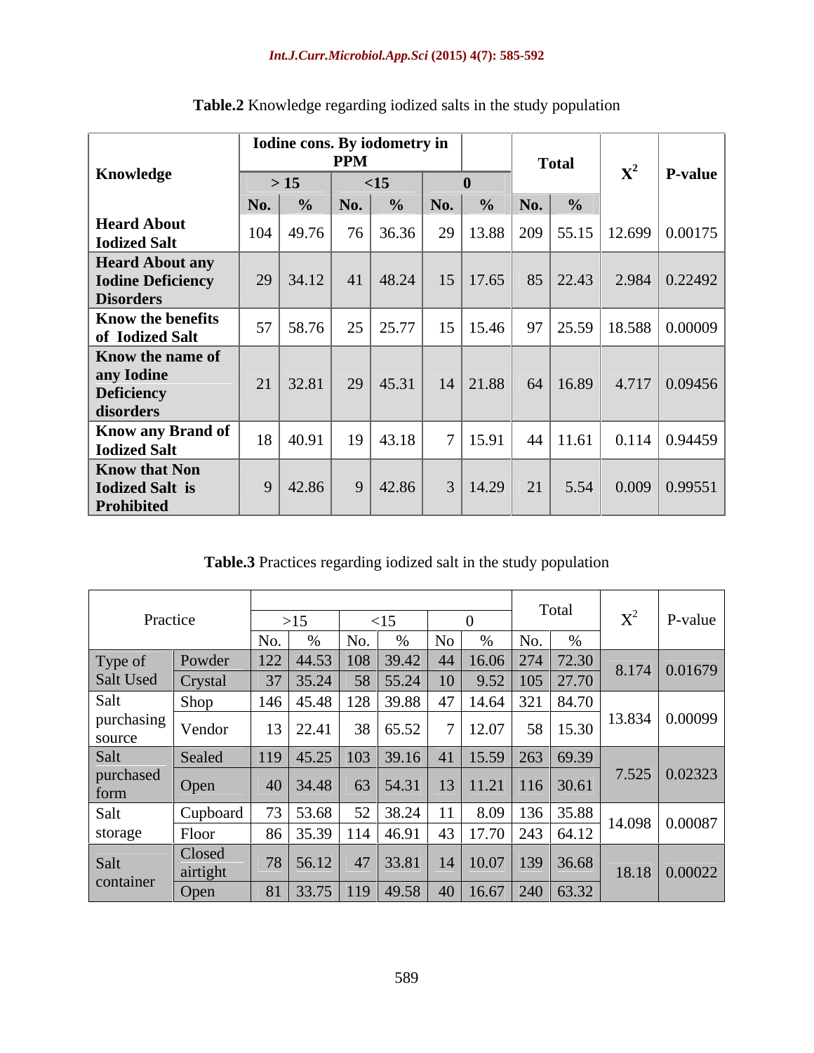**Table.2** Knowledge regarding iodized salts in the study population

| Knowledge | Iodine cons. By iodometry in PPM | | | | | | Total | | $X^2$ | P-value |
|---|---|---|---|---|---|---|---|---|---|---|
| | > 15 | | <15 | | 0 | | | | | |
| | No. | % | No. | % | No. | % | No. | % | | |
| **Heard About Iodized Salt** | 104 | 49.76 | 76 | 36.36 | 29 | 13.88 | 209 | 55.15 | 12.699 | 0.00175 |
| **Heard About any Iodine Deficiency Disorders** | 29 | 34.12 | 41 | 48.24 | 15 | 17.65 | 85 | 22.43 | 2.984 | 0.22492 |
| **Know the benefits of Iodized Salt** | 57 | 58.76 | 25 | 25.77 | 15 | 15.46 | 97 | 25.59 | 18.588 | 0.00009 |
| **Know the name of any Iodine Deficiency disorders** | 21 | 32.81 | 29 | 45.31 | 14 | 21.88 | 64 | 16.89 | 4.717 | 0.09456 |
| **Know any Brand of Iodized Salt** | 18 | 40.91 | 19 | 43.18 | 7 | 15.91 | 44 | 11.61 | 0.114 | 0.94459 |
| **Know that Non Iodized Salt is Prohibited** | 9 | 42.86 | 9 | 42.86 | 3 | 14.29 | 21 | 5.54 | 0.009 | 0.99551 |

**Table.3** Practices regarding iodized salt in the study population

| Practice | | >15 | | <15 | | 0 | | Total | | $X^2$ | P-value |
|---|---|---|---|---|---|---|---|---|---|---|---|
| | | No. | % | No. | % | No | % | No. | % | | |
| Type of Salt Used | Powder | 122 | 44.53 | 108 | 39.42 | 44 | 16.06 | 274 | 72.30 | 8.174 | 0.01679 |
| | Crystal | 37 | 35.24 | 58 | 55.24 | 10 | 9.52 | 105 | 27.70 | | |
| Salt purchasing source | Shop | 146 | 45.48 | 128 | 39.88 | 47 | 14.64 | 321 | 84.70 | 13.834 | 0.00099 |
| | Vendor | 13 | 22.41 | 38 | 65.52 | 7 | 12.07 | 58 | 15.30 | | |
| Salt purchased form | Sealed | 119 | 45.25 | 103 | 39.16 | 41 | 15.59 | 263 | 69.39 | 7.525 | 0.02323 |
| | Open | 40 | 34.48 | 63 | 54.31 | 13 | 11.21 | 116 | 30.61 | | |
| Salt storage | Cupboard | 73 | 53.68 | 52 | 38.24 | 11 | 8.09 | 136 | 35.88 | 14.098 | 0.00087 |
| | Floor | 86 | 35.39 | 114 | 46.91 | 43 | 17.70 | 243 | 64.12 | | |
| Salt container | Closed airtight | 78 | 56.12 | 47 | 33.81 | 14 | 10.07 | 139 | 36.68 | 18.18 | 0.00022 |
| | Open | 81 | 33.75 | 119 | 49.58 | 40 | 16.67 | 240 | 63.32 | | |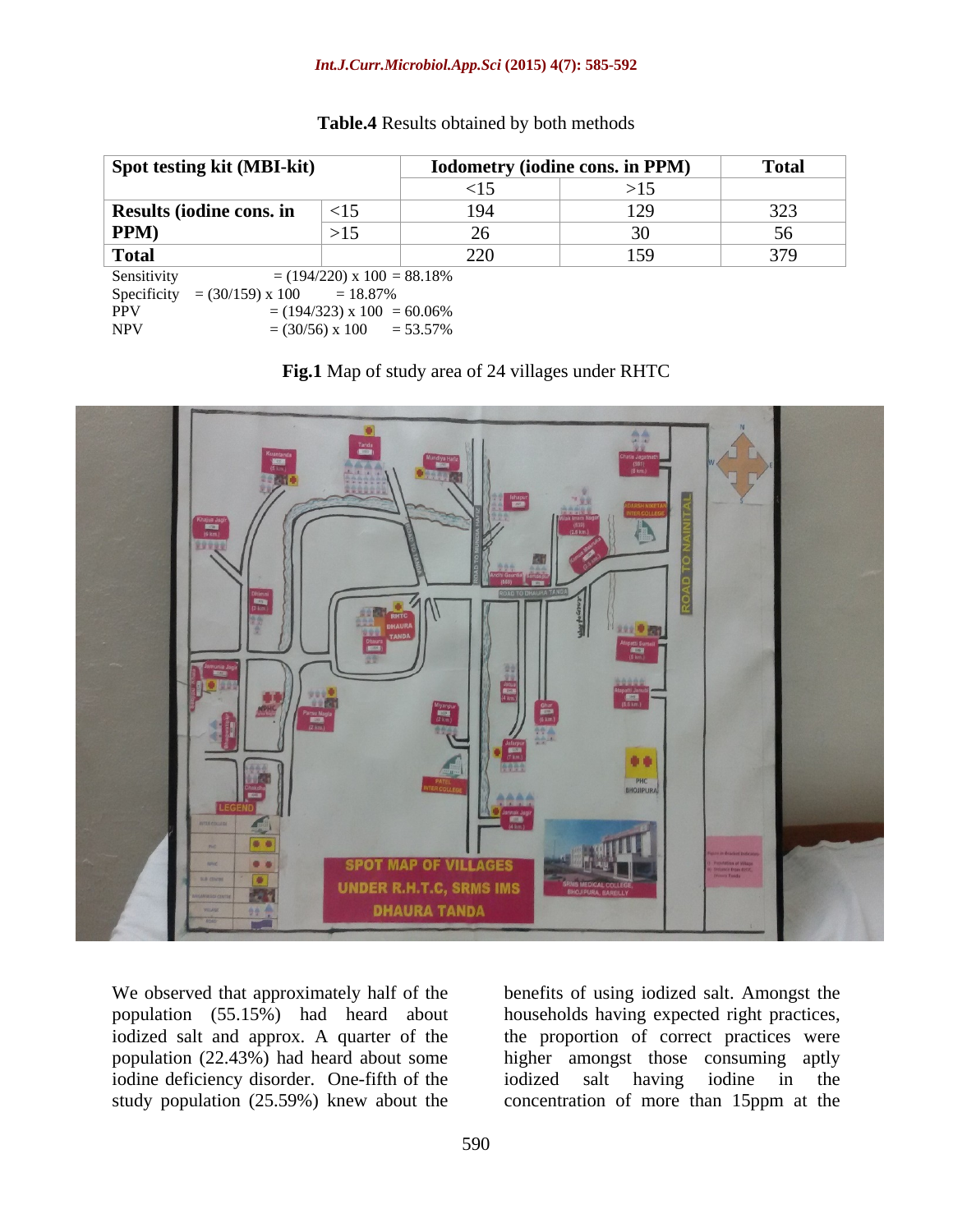**Table.4** Results obtained by both methods

| Spot testing kit (MBI-kit) | | Iodometry (iodine cons. in PPM) | | Total |
|---|---|---|---|---|
| | | <15 | >15 | |
| Results (iodine cons. in PPM) | <15 | 194 | 129 | 323 |
| | >15 | 26 | 30 | 56 |
| Total | | 220 | 159 | 379 |

Sensitivity = (194/220) x 100 = 88.18%
Specificity = (30/159) x 100 = 18.87%
PPV = (194/323) x 100 = 60.06%
NPV = (30/56) x 100 = 53.57%

**Fig.1** Map of study area of 24 villages under RHTC

We observed that approximately half of the population (55.15%) had heard about iodized salt and approx. A quarter of the population (22.43%) had heard about some iodine deficiency disorder. One-fifth of the study population (25.59%) knew about the benefits of using iodized salt. Amongst the households having expected right practices, the proportion of correct practices were higher amongst those consuming aptly iodized salt having iodine in the concentration of more than 15ppm at the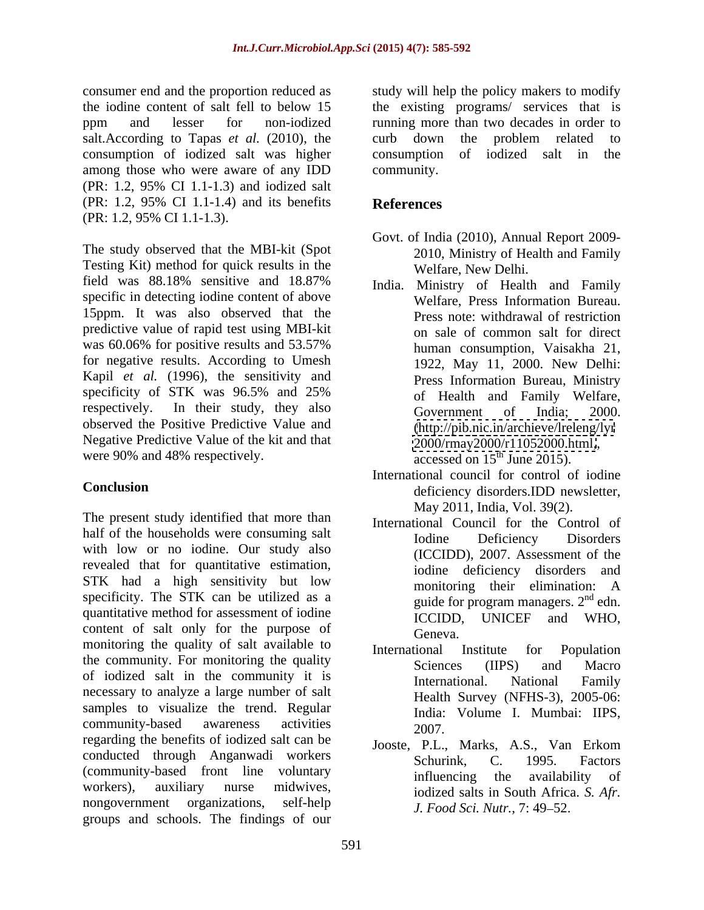consumer end and the proportion reduced as the iodine content of salt fell to below 15 ppm and lesser for non-iodized salt.According to Tapas *et al.* (2010), the consumption of iodized salt was higher among those who were aware of any IDD (PR: 1.2, 95% CI 1.1-1.3) and iodized salt (PR: 1.2, 95% CI 1.1-1.4) and its benefits (PR: 1.2, 95% CI 1.1-1.3).

The study observed that the MBI-kit (Spot Testing Kit) method for quick results in the field was 88.18% sensitive and 18.87% specific in detecting iodine content of above 15ppm. It was also observed that the predictive value of rapid test using MBI-kit was 60.06% for positive results and 53.57% for negative results. According to Umesh Kapil *et al.* (1996), the sensitivity and specificity of STK was 96.5% and 25% respectively. In their study, they also observed the Positive Predictive Value and Negative Predictive Value of the kit and that were 90% and 48% respectively.

## Conclusion

The present study identified that more than half of the households were consuming salt with low or no iodine. Our study also revealed that for quantitative estimation, STK had a high sensitivity but low specificity. The STK can be utilized as a quantitative method for assessment of iodine content of salt only for the purpose of monitoring the quality of salt available to the community. For monitoring the quality of iodized salt in the community it is necessary to analyze a large number of salt samples to visualize the trend. Regular community-based awareness activities regarding the benefits of iodized salt can be conducted through Anganwadi workers (community-based front line voluntary workers), auxiliary nurse midwives, nongovernment organizations, self-help groups and schools. The findings of our study will help the policy makers to modify the existing programs/ services that is running more than two decades in order to curb down the problem related to consumption of iodized salt in the community.

## References

Govt. of India (2010), Annual Report 2009-2010, Ministry of Health and Family Welfare, New Delhi.

India. Ministry of Health and Family Welfare, Press Information Bureau. Press note: withdrawal of restriction on sale of common salt for direct human consumption, Vaisakha 21, 1922, May 11, 2000. New Delhi: Press Information Bureau, Ministry of Health and Family Welfare, Government of India; 2000. (http://pib.nic.in/archieve/lreleng/lyr2000/rmay2000/r11052000.html, accessed on 15th June 2015).

International council for control of iodine deficiency disorders.IDD newsletter, May 2011, India, Vol. 39(2).

International Council for the Control of Iodine Deficiency Disorders (ICCIDD), 2007. Assessment of the iodine deficiency disorders and monitoring their elimination: A guide for program managers. 2nd edn. ICCIDD, UNICEF and WHO, Geneva.

International Institute for Population Sciences (IIPS) and Macro International. National Family Health Survey (NFHS-3), 2005-06: India: Volume I. Mumbai: IIPS, 2007.

Jooste, P.L., Marks, A.S., Van Erkom Schurink, C. 1995. Factors influencing the availability of iodized salts in South Africa. *S. Afr. J. Food Sci. Nutr.*, 7: 49–52.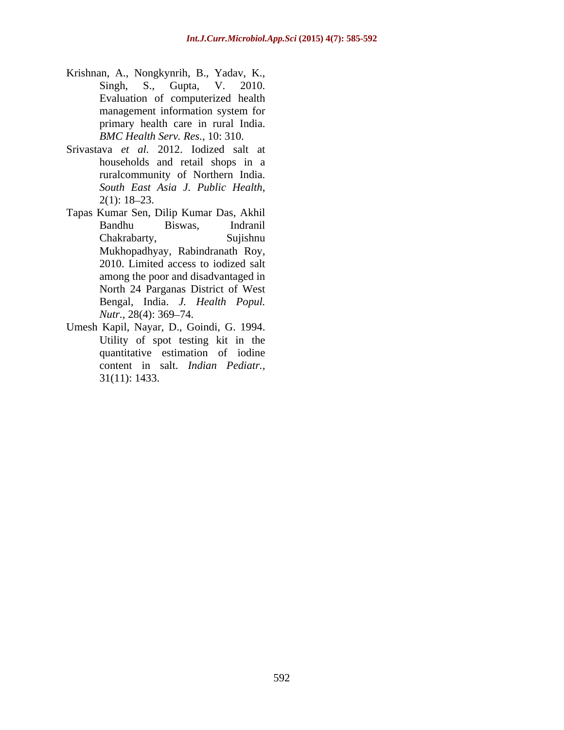Krishnan, A., Nongkynrih, B., Yadav, K., Singh, S., Gupta, V. 2010. Evaluation of computerized health management information system for primary health care in rural India. *BMC Health Serv. Res.*, 10: 310.

Srivastava *et al.* 2012. Iodized salt at households and retail shops in a ruralcommunity of Northern India. *South East Asia J. Public Health,* 2(1): 18–23.

Tapas Kumar Sen, Dilip Kumar Das, Akhil Bandhu Biswas, Indranil Chakrabarty, Sujishnu Mukhopadhyay, Rabindranath Roy, 2010. Limited access to iodized salt among the poor and disadvantaged in North 24 Parganas District of West Bengal, India. *J. Health Popul. Nutr.,* 28(4): 369–74.

Umesh Kapil, Nayar, D., Goindi, G. 1994. Utility of spot testing kit in the quantitative estimation of iodine content in salt. *Indian Pediatr.*, 31(11): 1433.